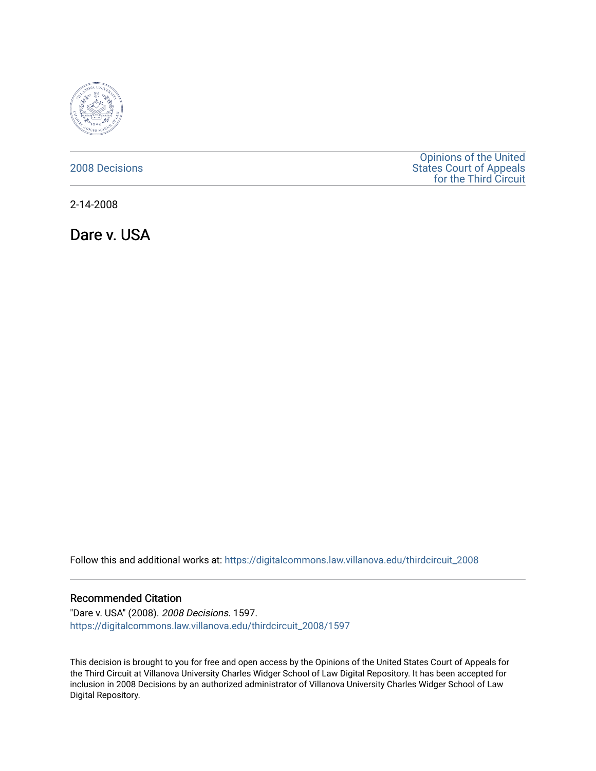2008 Decisions

Opinions of the United States Court of Appeals for the Third Circuit

2-14-2008

# Dare v. USA

Follow this and additional works at: https://digitalcommons.law.villanova.edu/thirdcircuit_2008

## Recommended Citation

"Dare v. USA" (2008). *2008 Decisions*. 1597.
https://digitalcommons.law.villanova.edu/thirdcircuit_2008/1597

This decision is brought to you for free and open access by the Opinions of the United States Court of Appeals for the Third Circuit at Villanova University Charles Widger School of Law Digital Repository. It has been accepted for inclusion in 2008 Decisions by an authorized administrator of Villanova University Charles Widger School of Law Digital Repository.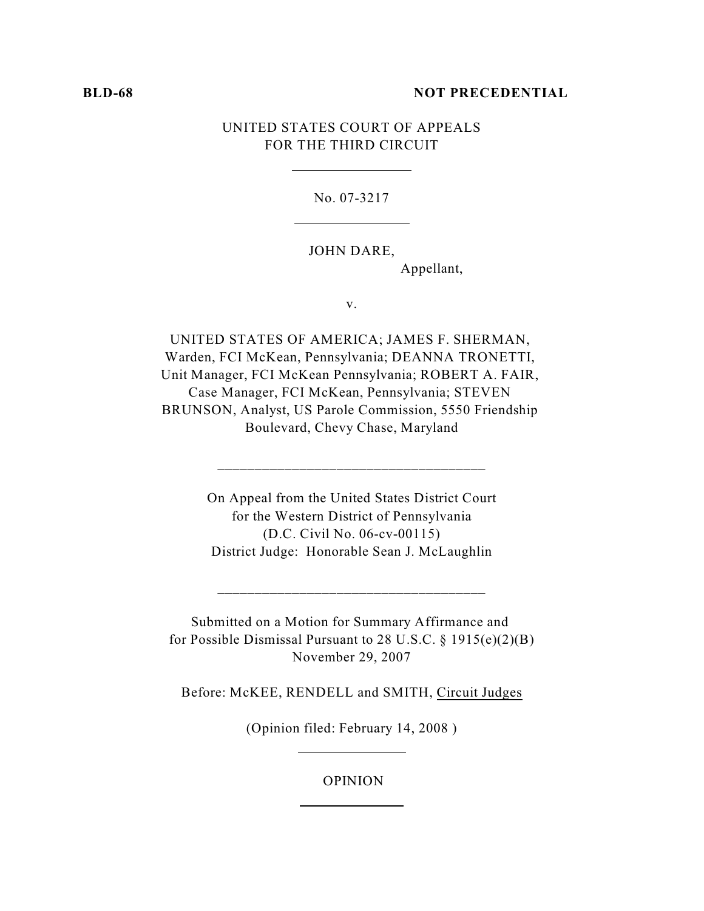**BLD-68** **NOT PRECEDENTIAL**

UNITED STATES COURT OF APPEALS
FOR THE THIRD CIRCUIT

No. 07-3217

JOHN DARE,
Appellant,

v.

UNITED STATES OF AMERICA; JAMES F. SHERMAN, Warden, FCI McKean, Pennsylvania; DEANNA TRONETTI, Unit Manager, FCI McKean Pennsylvania; ROBERT A. FAIR, Case Manager, FCI McKean, Pennsylvania; STEVEN BRUNSON, Analyst, US Parole Commission, 5550 Friendship Boulevard, Chevy Chase, Maryland

---

On Appeal from the United States District Court
for the Western District of Pennsylvania
(D.C. Civil No. 06-cv-00115)
District Judge: Honorable Sean J. McLaughlin

---

Submitted on a Motion for Summary Affirmance and
for Possible Dismissal Pursuant to 28 U.S.C. § 1915(e)(2)(B)
November 29, 2007

Before: McKEE, RENDELL and SMITH, Circuit Judges

(Opinion filed: February 14, 2008 )

OPINION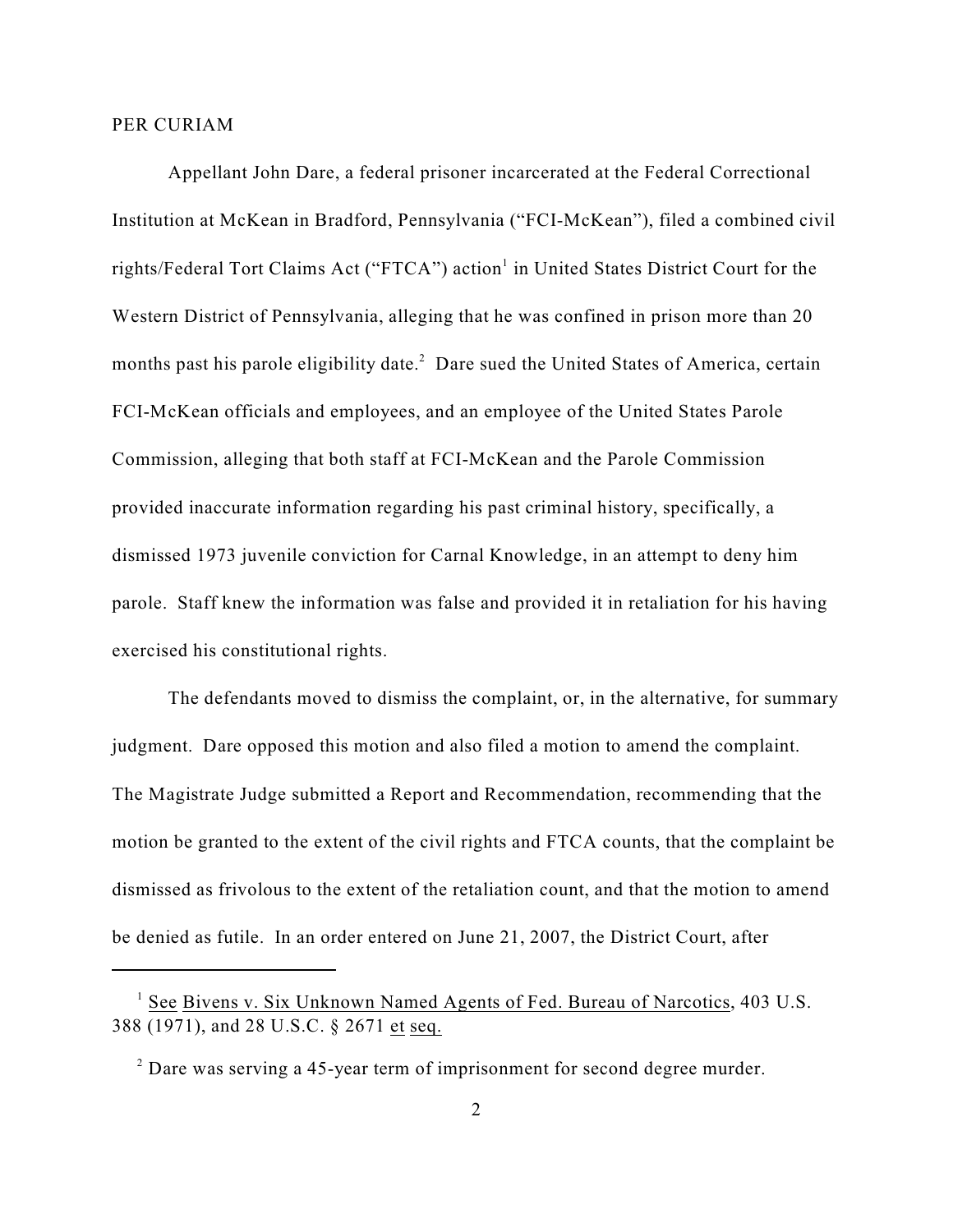PER CURIAM

Appellant John Dare, a federal prisoner incarcerated at the Federal Correctional Institution at McKean in Bradford, Pennsylvania ("FCI-McKean"), filed a combined civil rights/Federal Tort Claims Act ("FTCA") action[1] in United States District Court for the Western District of Pennsylvania, alleging that he was confined in prison more than 20 months past his parole eligibility date.[2] Dare sued the United States of America, certain FCI-McKean officials and employees, and an employee of the United States Parole Commission, alleging that both staff at FCI-McKean and the Parole Commission provided inaccurate information regarding his past criminal history, specifically, a dismissed 1973 juvenile conviction for Carnal Knowledge, in an attempt to deny him parole. Staff knew the information was false and provided it in retaliation for his having exercised his constitutional rights.

The defendants moved to dismiss the complaint, or, in the alternative, for summary judgment. Dare opposed this motion and also filed a motion to amend the complaint. The Magistrate Judge submitted a Report and Recommendation, recommending that the motion be granted to the extent of the civil rights and FTCA counts, that the complaint be dismissed as frivolous to the extent of the retaliation count, and that the motion to amend be denied as futile. In an order entered on June 21, 2007, the District Court, after

---

[1] See Bivens v. Six Unknown Named Agents of Fed. Bureau of Narcotics, 403 U.S. 388 (1971), and 28 U.S.C. § 2671 et seq.

[2] Dare was serving a 45-year term of imprisonment for second degree murder.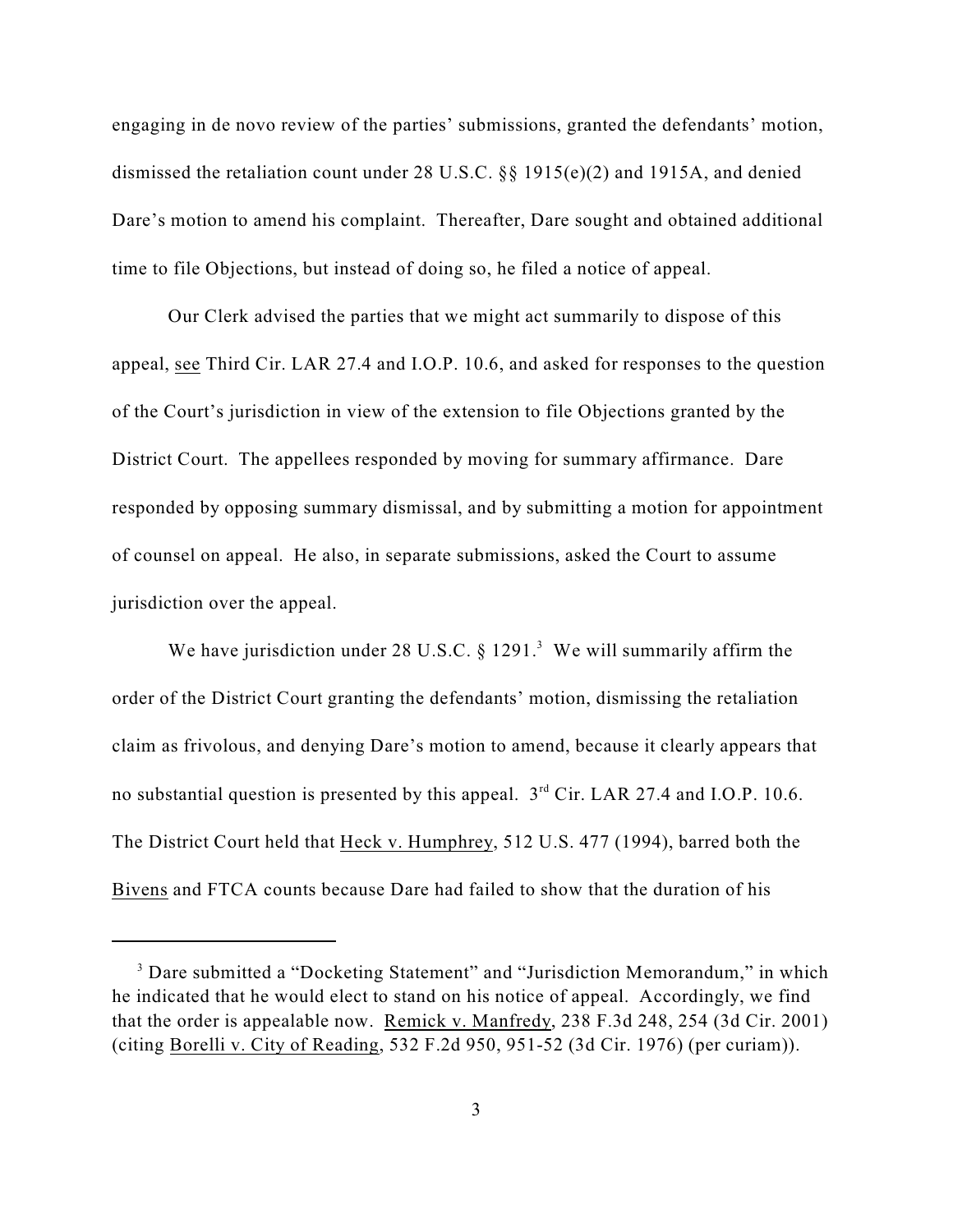engaging in de novo review of the parties' submissions, granted the defendants' motion, dismissed the retaliation count under 28 U.S.C. §§ 1915(e)(2) and 1915A, and denied Dare's motion to amend his complaint. Thereafter, Dare sought and obtained additional time to file Objections, but instead of doing so, he filed a notice of appeal.

Our Clerk advised the parties that we might act summarily to dispose of this appeal, see Third Cir. LAR 27.4 and I.O.P. 10.6, and asked for responses to the question of the Court's jurisdiction in view of the extension to file Objections granted by the District Court. The appellees responded by moving for summary affirmance. Dare responded by opposing summary dismissal, and by submitting a motion for appointment of counsel on appeal. He also, in separate submissions, asked the Court to assume jurisdiction over the appeal.

We have jurisdiction under 28 U.S.C. § 1291.[3] We will summarily affirm the order of the District Court granting the defendants' motion, dismissing the retaliation claim as frivolous, and denying Dare's motion to amend, because it clearly appears that no substantial question is presented by this appeal. 3rd Cir. LAR 27.4 and I.O.P. 10.6. The District Court held that Heck v. Humphrey, 512 U.S. 477 (1994), barred both the Bivens and FTCA counts because Dare had failed to show that the duration of his

[3] Dare submitted a "Docketing Statement" and "Jurisdiction Memorandum," in which he indicated that he would elect to stand on his notice of appeal. Accordingly, we find that the order is appealable now. Remick v. Manfredy, 238 F.3d 248, 254 (3d Cir. 2001) (citing Borelli v. City of Reading, 532 F.2d 950, 951-52 (3d Cir. 1976) (per curiam)).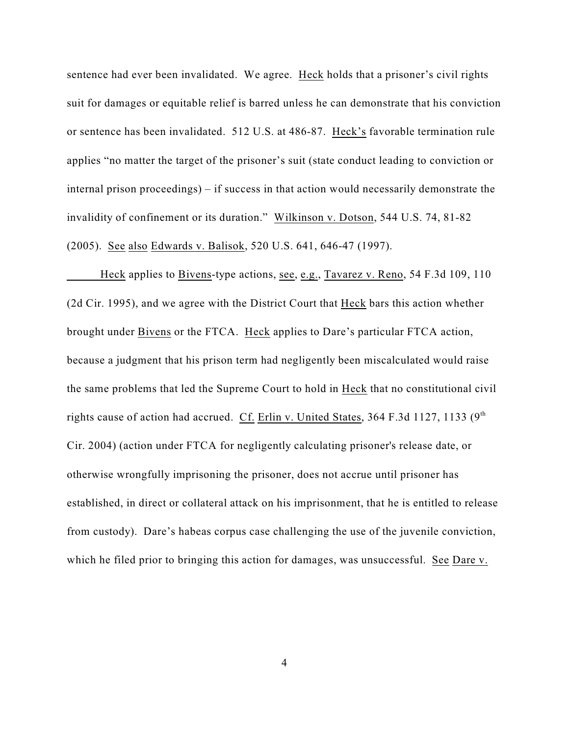sentence had ever been invalidated. We agree. Heck holds that a prisoner's civil rights suit for damages or equitable relief is barred unless he can demonstrate that his conviction or sentence has been invalidated. 512 U.S. at 486-87. Heck's favorable termination rule applies "no matter the target of the prisoner's suit (state conduct leading to conviction or internal prison proceedings) – if success in that action would necessarily demonstrate the invalidity of confinement or its duration." Wilkinson v. Dotson, 544 U.S. 74, 81-82 (2005). See also Edwards v. Balisok, 520 U.S. 641, 646-47 (1997).

Heck applies to Bivens-type actions, see, e.g., Tavarez v. Reno, 54 F.3d 109, 110 (2d Cir. 1995), and we agree with the District Court that Heck bars this action whether brought under Bivens or the FTCA. Heck applies to Dare's particular FTCA action, because a judgment that his prison term had negligently been miscalculated would raise the same problems that led the Supreme Court to hold in Heck that no constitutional civil rights cause of action had accrued. Cf. Erlin v. United States, 364 F.3d 1127, 1133 (9th Cir. 2004) (action under FTCA for negligently calculating prisoner's release date, or otherwise wrongfully imprisoning the prisoner, does not accrue until prisoner has established, in direct or collateral attack on his imprisonment, that he is entitled to release from custody). Dare's habeas corpus case challenging the use of the juvenile conviction, which he filed prior to bringing this action for damages, was unsuccessful. See Dare v.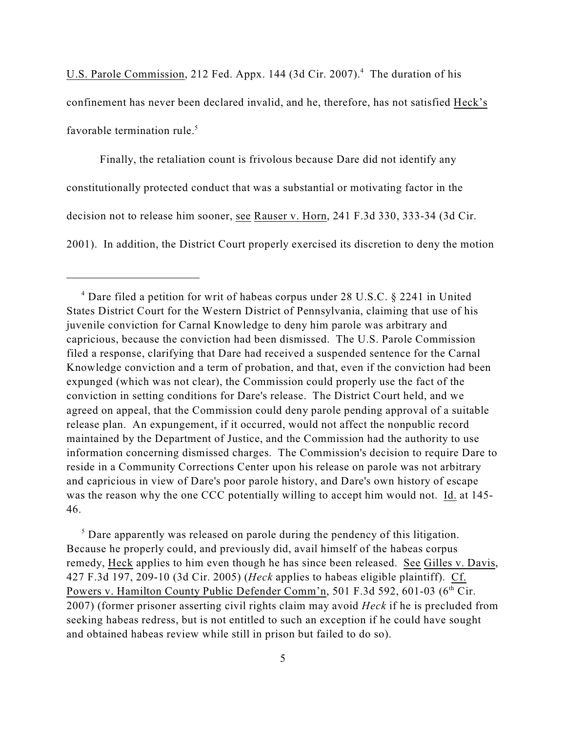U.S. Parole Commission, 212 Fed. Appx. 144 (3d Cir. 2007).[4] The duration of his confinement has never been declared invalid, and he, therefore, has not satisfied Heck's favorable termination rule.[5]

Finally, the retaliation count is frivolous because Dare did not identify any constitutionally protected conduct that was a substantial or motivating factor in the decision not to release him sooner, see Rauser v. Horn, 241 F.3d 330, 333-34 (3d Cir. 2001). In addition, the District Court properly exercised its discretion to deny the motion

---

[4] Dare filed a petition for writ of habeas corpus under 28 U.S.C. § 2241 in United States District Court for the Western District of Pennsylvania, claiming that use of his juvenile conviction for Carnal Knowledge to deny him parole was arbitrary and capricious, because the conviction had been dismissed. The U.S. Parole Commission filed a response, clarifying that Dare had received a suspended sentence for the Carnal Knowledge conviction and a term of probation, and that, even if the conviction had been expunged (which was not clear), the Commission could properly use the fact of the conviction in setting conditions for Dare's release. The District Court held, and we agreed on appeal, that the Commission could deny parole pending approval of a suitable release plan. An expungement, if it occurred, would not affect the nonpublic record maintained by the Department of Justice, and the Commission had the authority to use information concerning dismissed charges. The Commission's decision to require Dare to reside in a Community Corrections Center upon his release on parole was not arbitrary and capricious in view of Dare's poor parole history, and Dare's own history of escape was the reason why the one CCC potentially willing to accept him would not. Id. at 145-46.

[5] Dare apparently was released on parole during the pendency of this litigation. Because he properly could, and previously did, avail himself of the habeas corpus remedy, Heck applies to him even though he has since been released. See Gilles v. Davis, 427 F.3d 197, 209-10 (3d Cir. 2005) (*Heck* applies to habeas eligible plaintiff). Cf. Powers v. Hamilton County Public Defender Comm'n, 501 F.3d 592, 601-03 (6th Cir. 2007) (former prisoner asserting civil rights claim may avoid *Heck* if he is precluded from seeking habeas redress, but is not entitled to such an exception if he could have sought and obtained habeas review while still in prison but failed to do so).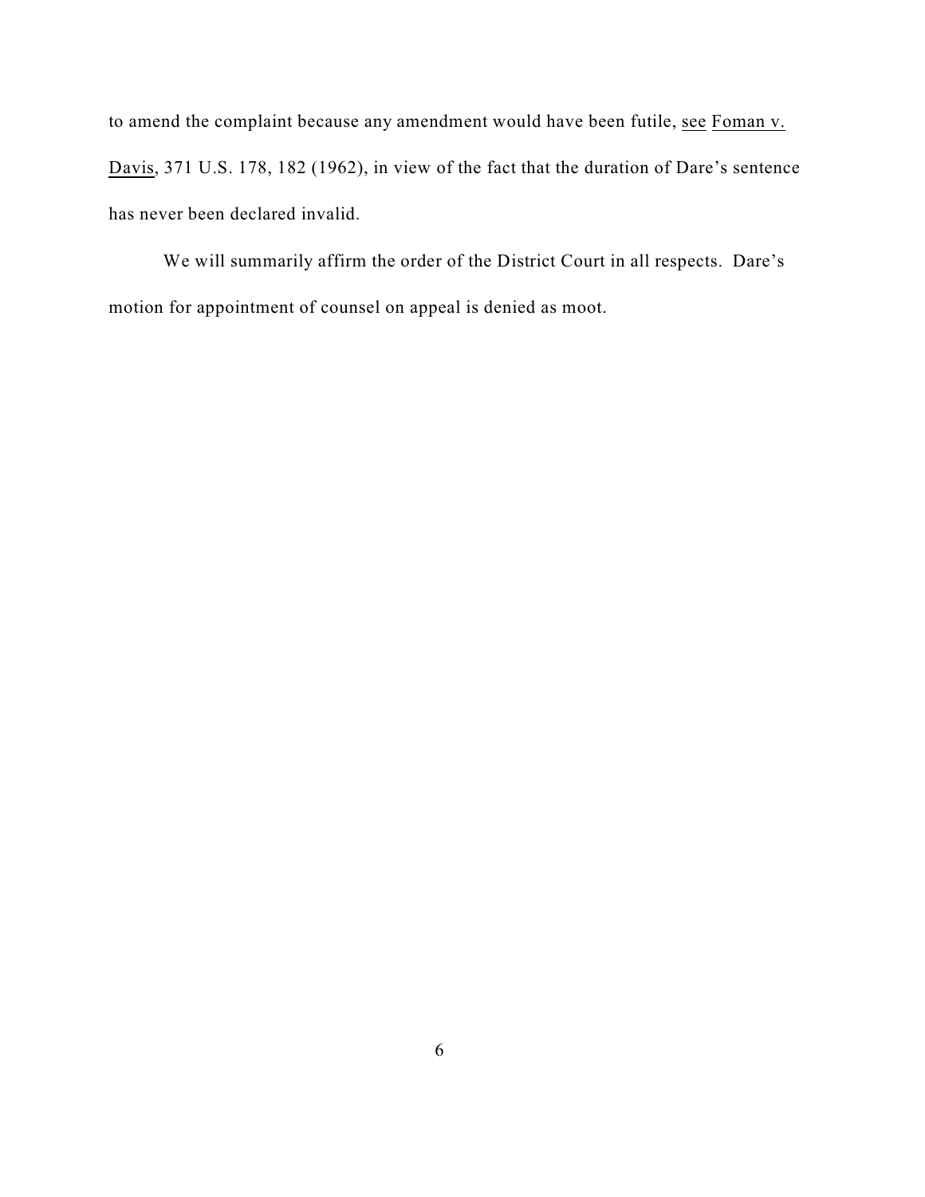to amend the complaint because any amendment would have been futile, see Foman v. Davis, 371 U.S. 178, 182 (1962), in view of the fact that the duration of Dare's sentence has never been declared invalid.

We will summarily affirm the order of the District Court in all respects. Dare's motion for appointment of counsel on appeal is denied as moot.